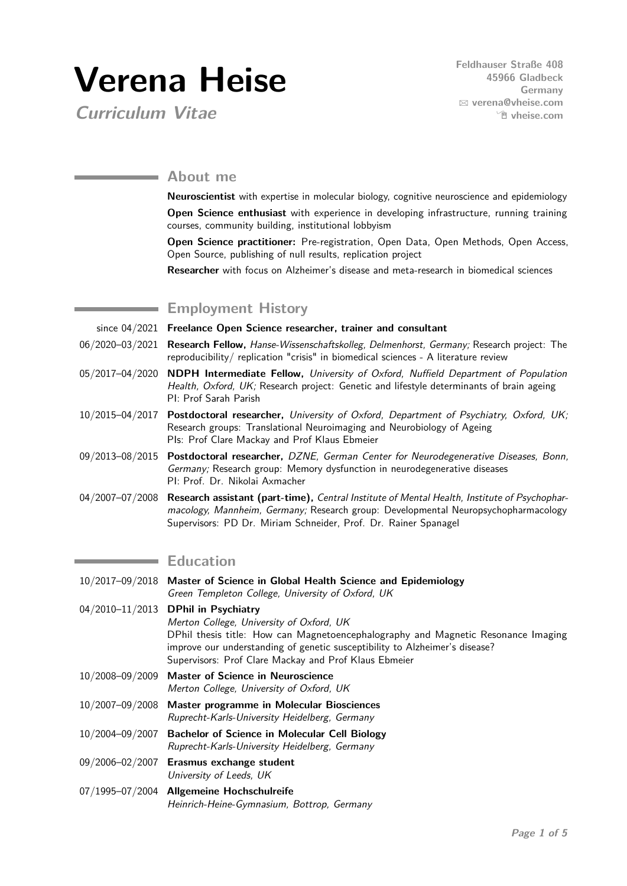# Verena Heise

***Curriculum Vitae***

**Feldhauser Straße 408**
**45966 Gladbeck**
**Germany**
✉ **verena@vheise.com**
🖱 **vheise.com**

## About me

**Neuroscientist** with expertise in molecular biology, cognitive neuroscience and epidemiology

**Open Science enthusiast** with experience in developing infrastructure, running training courses, community building, institutional lobbyism

**Open Science practitioner:** Pre-registration, Open Data, Open Methods, Open Access, Open Source, publishing of null results, replication project

**Researcher** with focus on Alzheimer's disease and meta-research in biomedical sciences

## Employment History

since 04/2021 **Freelance Open Science researcher, trainer and consultant**

06/2020–03/2021 **Research Fellow,** *Hanse-Wissenschaftskolleg, Delmenhorst, Germany;* Research project: The reproducibility/ replication "crisis" in biomedical sciences - A literature review

05/2017–04/2020 **NDPH Intermediate Fellow,** *University of Oxford, Nuffield Department of Population Health, Oxford, UK;* Research project: Genetic and lifestyle determinants of brain ageing
PI: Prof Sarah Parish

10/2015–04/2017 **Postdoctoral researcher,** *University of Oxford, Department of Psychiatry, Oxford, UK;* Research groups: Translational Neuroimaging and Neurobiology of Ageing
PIs: Prof Clare Mackay and Prof Klaus Ebmeier

09/2013–08/2015 **Postdoctoral researcher,** *DZNE, German Center for Neurodegenerative Diseases, Bonn, Germany;* Research group: Memory dysfunction in neurodegenerative diseases
PI: Prof. Dr. Nikolai Axmacher

04/2007–07/2008 **Research assistant (part-time),** *Central Institute of Mental Health, Institute of Psychopharmacology, Mannheim, Germany;* Research group: Developmental Neuropsychopharmacology
Supervisors: PD Dr. Miriam Schneider, Prof. Dr. Rainer Spanagel

## Education

10/2017–09/2018 **Master of Science in Global Health Science and Epidemiology**
*Green Templeton College, University of Oxford, UK*

04/2010–11/2013 **DPhil in Psychiatry**
*Merton College, University of Oxford, UK*
DPhil thesis title: How can Magnetoencephalography and Magnetic Resonance Imaging improve our understanding of genetic susceptibility to Alzheimer's disease?
Supervisors: Prof Clare Mackay and Prof Klaus Ebmeier

10/2008–09/2009 **Master of Science in Neuroscience**
*Merton College, University of Oxford, UK*

10/2007–09/2008 **Master programme in Molecular Biosciences**
*Ruprecht-Karls-University Heidelberg, Germany*

10/2004–09/2007 **Bachelor of Science in Molecular Cell Biology**
*Ruprecht-Karls-University Heidelberg, Germany*

09/2006–02/2007 **Erasmus exchange student**
*University of Leeds, UK*

07/1995–07/2004 **Allgemeine Hochschulreife**
*Heinrich-Heine-Gymnasium, Bottrop, Germany*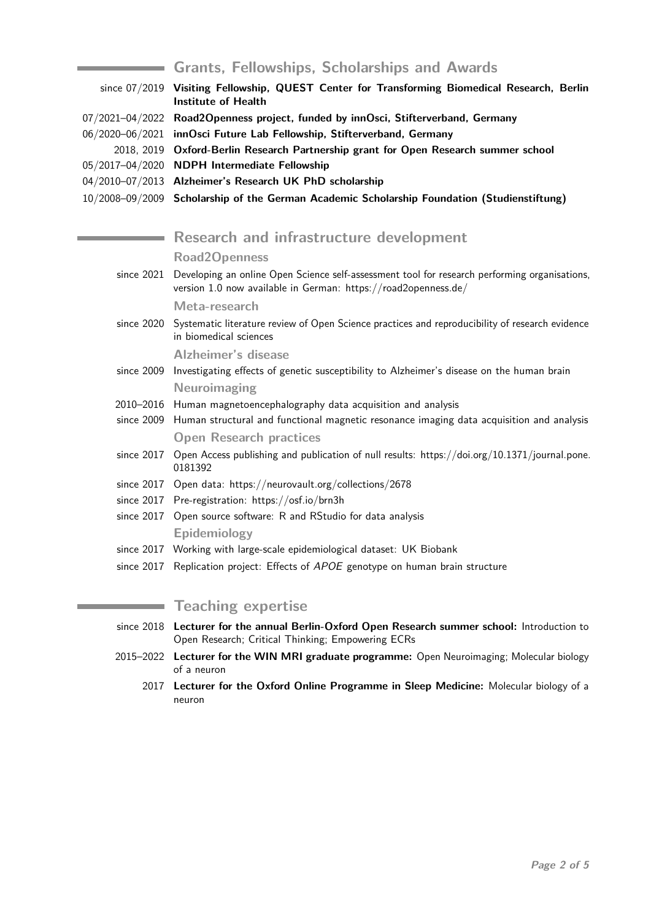## Grants, Fellowships, Scholarships and Awards

- since 07/2019 **Visiting Fellowship, QUEST Center for Transforming Biomedical Research, Berlin Institute of Health**
- 07/2021–04/2022 **Road2Openness project, funded by innOsci, Stifterverband, Germany**
- 06/2020–06/2021 **innOsci Future Lab Fellowship, Stifterverband, Germany**
- 2018, 2019 **Oxford-Berlin Research Partnership grant for Open Research summer school**
- 05/2017–04/2020 **NDPH Intermediate Fellowship**
- 04/2010–07/2013 **Alzheimer's Research UK PhD scholarship**
- 10/2008–09/2009 **Scholarship of the German Academic Scholarship Foundation (Studienstiftung)**

## Research and infrastructure development

### Road2Openness

- since 2021 Developing an online Open Science self-assessment tool for research performing organisations, version 1.0 now available in German: https://road2openness.de/

### Meta-research

- since 2020 Systematic literature review of Open Science practices and reproducibility of research evidence in biomedical sciences

### Alzheimer's disease

- since 2009 Investigating effects of genetic susceptibility to Alzheimer's disease on the human brain

### Neuroimaging

- 2010–2016 Human magnetoencephalography data acquisition and analysis
- since 2009 Human structural and functional magnetic resonance imaging data acquisition and analysis

### Open Research practices

- since 2017 Open Access publishing and publication of null results: https://doi.org/10.1371/journal.pone.0181392
- since 2017 Open data: https://neurovault.org/collections/2678
- since 2017 Pre-registration: https://osf.io/brn3h
- since 2017 Open source software: R and RStudio for data analysis

### Epidemiology

- since 2017 Working with large-scale epidemiological dataset: UK Biobank
- since 2017 Replication project: Effects of *APOE* genotype on human brain structure

## Teaching expertise

- since 2018 **Lecturer for the annual Berlin-Oxford Open Research summer school:** Introduction to Open Research; Critical Thinking; Empowering ECRs
- 2015–2022 **Lecturer for the WIN MRI graduate programme:** Open Neuroimaging; Molecular biology of a neuron
- 2017 **Lecturer for the Oxford Online Programme in Sleep Medicine:** Molecular biology of a neuron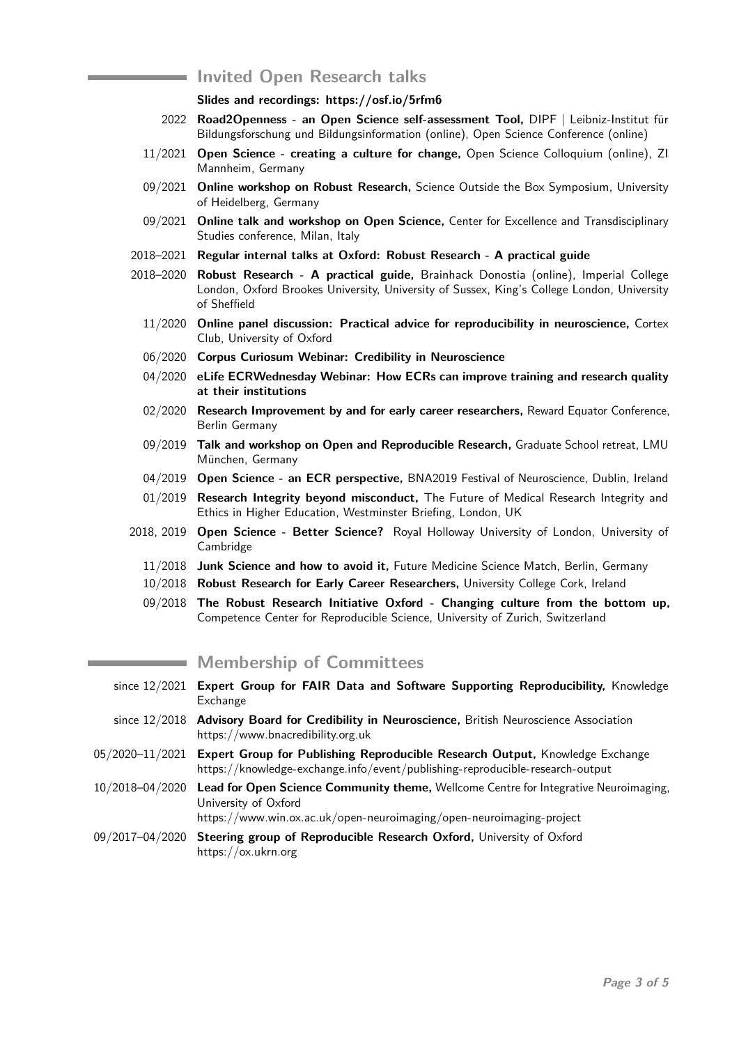## Invited Open Research talks

**Slides and recordings: https://osf.io/5rfm6**

- 2022 **Road2Openness - an Open Science self-assessment Tool,** DIPF | Leibniz-Institut für Bildungsforschung und Bildungsinformation (online), Open Science Conference (online)
- 11/2021 **Open Science - creating a culture for change,** Open Science Colloquium (online), ZI Mannheim, Germany
- 09/2021 **Online workshop on Robust Research,** Science Outside the Box Symposium, University of Heidelberg, Germany
- 09/2021 **Online talk and workshop on Open Science,** Center for Excellence and Transdisciplinary Studies conference, Milan, Italy
- 2018–2021 **Regular internal talks at Oxford: Robust Research - A practical guide**
- 2018–2020 **Robust Research - A practical guide,** Brainhack Donostia (online), Imperial College London, Oxford Brookes University, University of Sussex, King's College London, University of Sheffield
- 11/2020 **Online panel discussion: Practical advice for reproducibility in neuroscience,** Cortex Club, University of Oxford
- 06/2020 **Corpus Curiosum Webinar: Credibility in Neuroscience**
- 04/2020 **eLife ECRWednesday Webinar: How ECRs can improve training and research quality at their institutions**
- 02/2020 **Research Improvement by and for early career researchers,** Reward Equator Conference, Berlin Germany
- 09/2019 **Talk and workshop on Open and Reproducible Research,** Graduate School retreat, LMU München, Germany
- 04/2019 **Open Science - an ECR perspective,** BNA2019 Festival of Neuroscience, Dublin, Ireland
- 01/2019 **Research Integrity beyond misconduct,** The Future of Medical Research Integrity and Ethics in Higher Education, Westminster Briefing, London, UK
- 2018, 2019 **Open Science - Better Science?** Royal Holloway University of London, University of Cambridge
- 11/2018 **Junk Science and how to avoid it,** Future Medicine Science Match, Berlin, Germany
- 10/2018 **Robust Research for Early Career Researchers,** University College Cork, Ireland
- 09/2018 **The Robust Research Initiative Oxford - Changing culture from the bottom up,** Competence Center for Reproducible Science, University of Zurich, Switzerland

## Membership of Committees

- since 12/2021 **Expert Group for FAIR Data and Software Supporting Reproducibility,** Knowledge Exchange
- since 12/2018 **Advisory Board for Credibility in Neuroscience,** British Neuroscience Association  
  https://www.bnacredibility.org.uk
- 05/2020–11/2021 **Expert Group for Publishing Reproducible Research Output,** Knowledge Exchange  
  https://knowledge-exchange.info/event/publishing-reproducible-research-output
- 10/2018–04/2020 **Lead for Open Science Community theme,** Wellcome Centre for Integrative Neuroimaging, University of Oxford  
  https://www.win.ox.ac.uk/open-neuroimaging/open-neuroimaging-project
- 09/2017–04/2020 **Steering group of Reproducible Research Oxford,** University of Oxford  
  https://ox.ukrn.org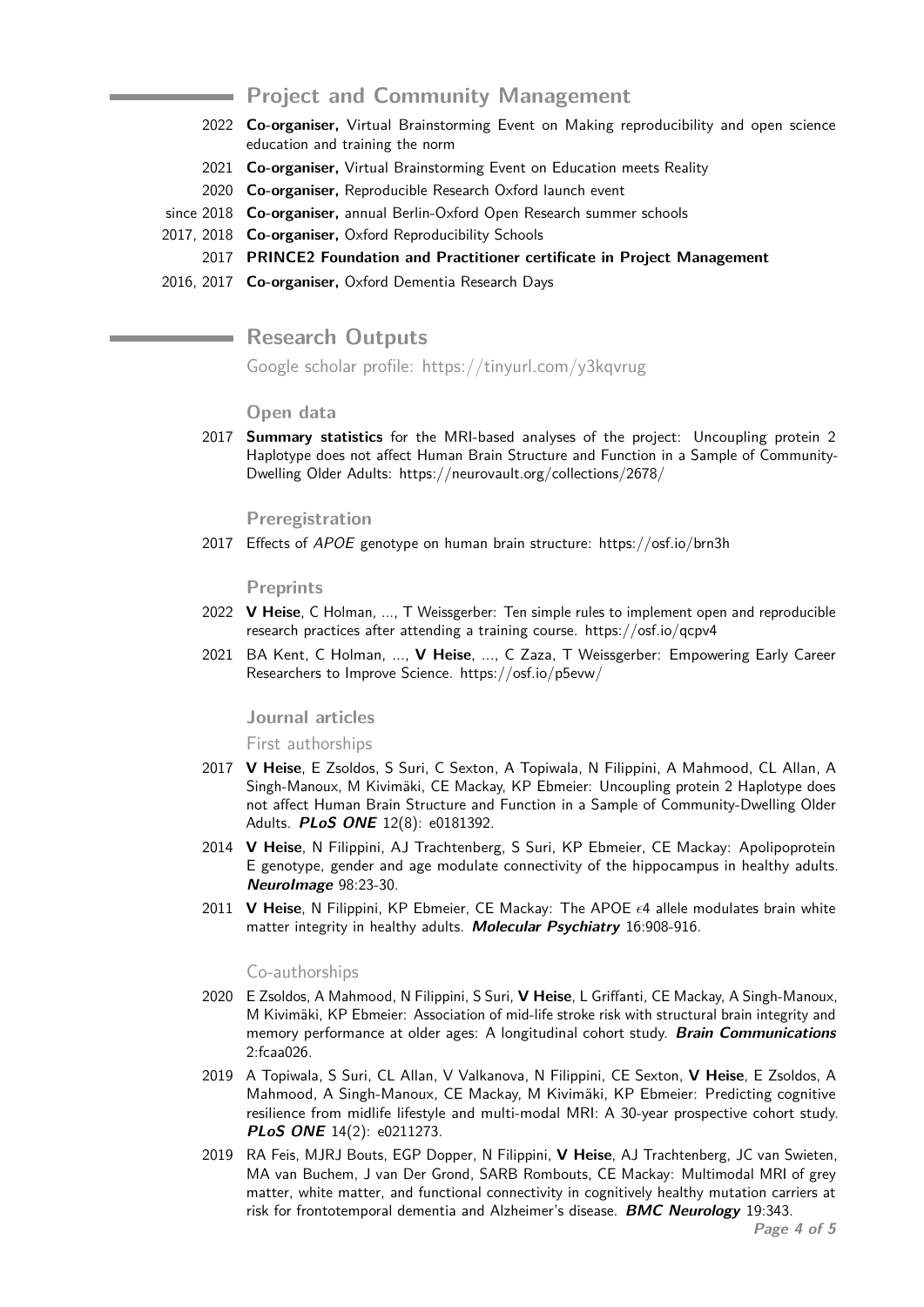## Project and Community Management

- 2022 **Co-organiser,** Virtual Brainstorming Event on Making reproducibility and open science education and training the norm
- 2021 **Co-organiser,** Virtual Brainstorming Event on Education meets Reality
- 2020 **Co-organiser,** Reproducible Research Oxford launch event
- since 2018 **Co-organiser,** annual Berlin-Oxford Open Research summer schools
- 2017, 2018 **Co-organiser,** Oxford Reproducibility Schools
- 2017 **PRINCE2 Foundation and Practitioner certificate in Project Management**
- 2016, 2017 **Co-organiser,** Oxford Dementia Research Days

## Research Outputs

Google scholar profile: https://tinyurl.com/y3kqvrug

### Open data

- 2017 **Summary statistics** for the MRI-based analyses of the project: Uncoupling protein 2 Haplotype does not affect Human Brain Structure and Function in a Sample of Community-Dwelling Older Adults: https://neurovault.org/collections/2678/

### Preregistration

- 2017 Effects of *APOE* genotype on human brain structure: https://osf.io/brn3h

### Preprints

- 2022 **V Heise**, C Holman, ..., T Weissgerber: Ten simple rules to implement open and reproducible research practices after attending a training course. https://osf.io/qcpv4
- 2021 BA Kent, C Holman, ..., **V Heise**, ..., C Zaza, T Weissgerber: Empowering Early Career Researchers to Improve Science. https://osf.io/p5evw/

### Journal articles

#### First authorships

- 2017 **V Heise**, E Zsoldos, S Suri, C Sexton, A Topiwala, N Filippini, A Mahmood, CL Allan, A Singh-Manoux, M Kivimäki, CE Mackay, KP Ebmeier: Uncoupling protein 2 Haplotype does not affect Human Brain Structure and Function in a Sample of Community-Dwelling Older Adults. ***PLoS ONE*** 12(8): e0181392.
- 2014 **V Heise**, N Filippini, AJ Trachtenberg, S Suri, KP Ebmeier, CE Mackay: Apolipoprotein E genotype, gender and age modulate connectivity of the hippocampus in healthy adults. ***NeuroImage*** 98:23-30.
- 2011 **V Heise**, N Filippini, KP Ebmeier, CE Mackay: The APOE $\epsilon$4 allele modulates brain white matter integrity in healthy adults. ***Molecular Psychiatry*** 16:908-916.

#### Co-authorships

- 2020 E Zsoldos, A Mahmood, N Filippini, S Suri, **V Heise**, L Griffanti, CE Mackay, A Singh-Manoux, M Kivimäki, KP Ebmeier: Association of mid-life stroke risk with structural brain integrity and memory performance at older ages: A longitudinal cohort study. ***Brain Communications*** 2:fcaa026.
- 2019 A Topiwala, S Suri, CL Allan, V Valkanova, N Filippini, CE Sexton, **V Heise**, E Zsoldos, A Mahmood, A Singh-Manoux, CE Mackay, M Kivimäki, KP Ebmeier: Predicting cognitive resilience from midlife lifestyle and multi-modal MRI: A 30-year prospective cohort study. ***PLoS ONE*** 14(2): e0211273.
- 2019 RA Feis, MJRJ Bouts, EGP Dopper, N Filippini, **V Heise**, AJ Trachtenberg, JC van Swieten, MA van Buchem, J van Der Grond, SARB Rombouts, CE Mackay: Multimodal MRI of grey matter, white matter, and functional connectivity in cognitively healthy mutation carriers at risk for frontotemporal dementia and Alzheimer's disease. ***BMC Neurology*** 19:343.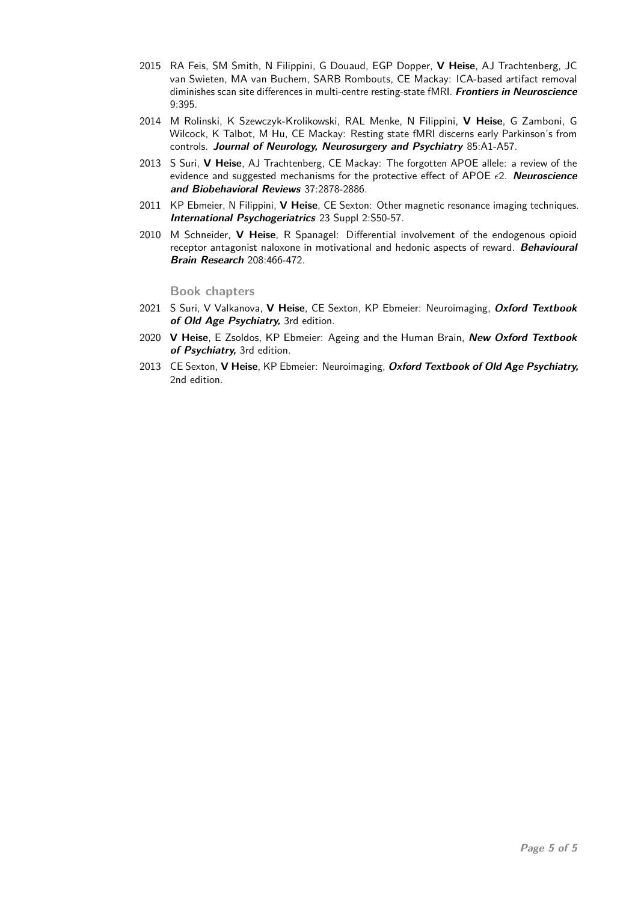2015 RA Feis, SM Smith, N Filippini, G Douaud, EGP Dopper, **V Heise**, AJ Trachtenberg, JC van Swieten, MA van Buchem, SARB Rombouts, CE Mackay: ICA-based artifact removal diminishes scan site differences in multi-centre resting-state fMRI. ***Frontiers in Neuroscience*** 9:395.

2014 M Rolinski, K Szewczyk-Krolikowski, RAL Menke, N Filippini, **V Heise**, G Zamboni, G Wilcock, K Talbot, M Hu, CE Mackay: Resting state fMRI discerns early Parkinson's from controls. ***Journal of Neurology, Neurosurgery and Psychiatry*** 85:A1-A57.

2013 S Suri, **V Heise**, AJ Trachtenberg, CE Mackay: The forgotten APOE allele: a review of the evidence and suggested mechanisms for the protective effect of APOE $\epsilon 2$. ***Neuroscience and Biobehavioral Reviews*** 37:2878-2886.

2011 KP Ebmeier, N Filippini, **V Heise**, CE Sexton: Other magnetic resonance imaging techniques. ***International Psychogeriatrics*** 23 Suppl 2:S50-57.

2010 M Schneider, **V Heise**, R Spanagel: Differential involvement of the endogenous opioid receptor antagonist naloxone in motivational and hedonic aspects of reward. ***Behavioural Brain Research*** 208:466-472.

### Book chapters

2021 S Suri, V Valkanova, **V Heise**, CE Sexton, KP Ebmeier: Neuroimaging, ***Oxford Textbook of Old Age Psychiatry,*** 3rd edition.

2020 **V Heise**, E Zsoldos, KP Ebmeier: Ageing and the Human Brain, ***New Oxford Textbook of Psychiatry,*** 3rd edition.

2013 CE Sexton, **V Heise**, KP Ebmeier: Neuroimaging, ***Oxford Textbook of Old Age Psychiatry,*** 2nd edition.